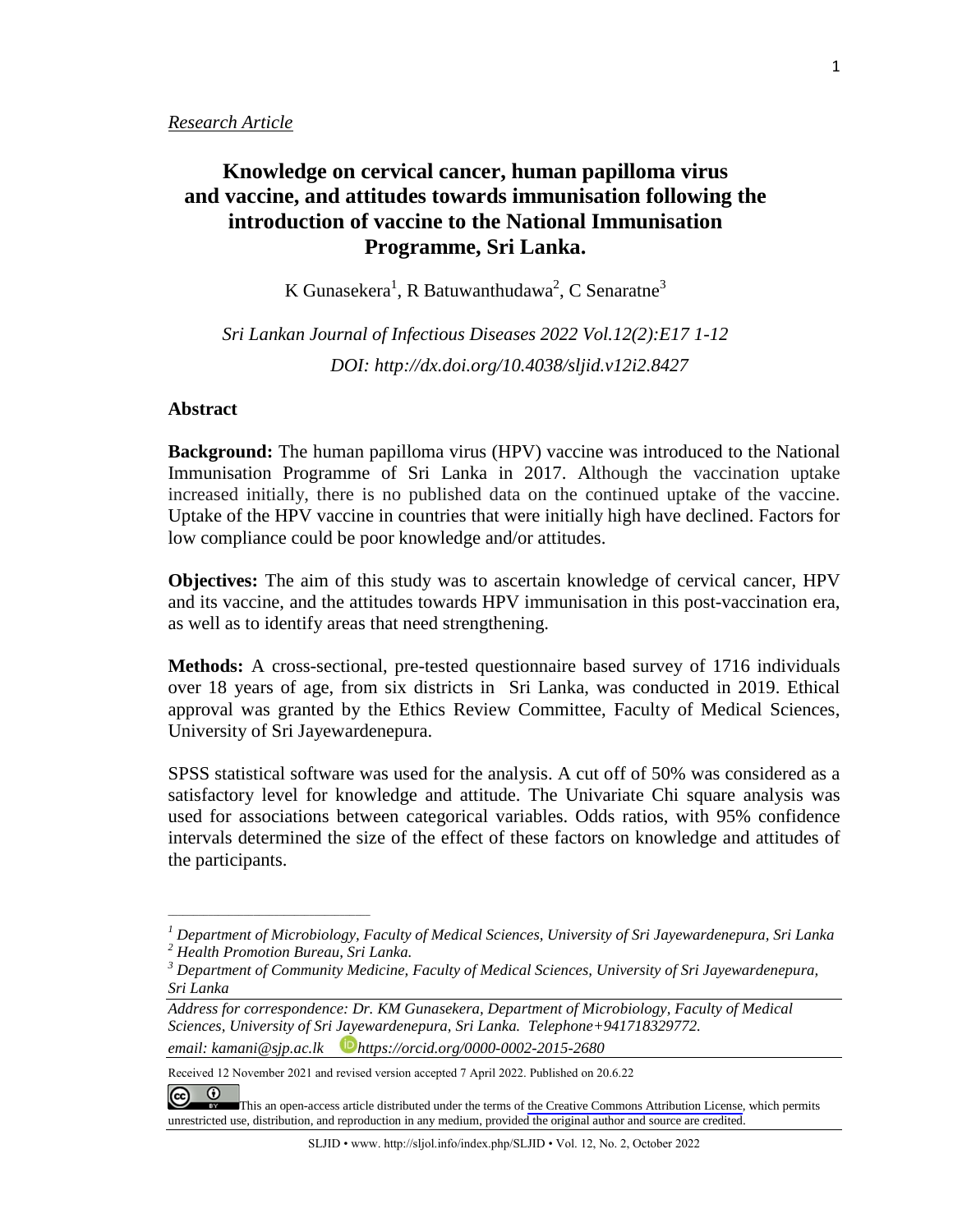*Research Article*

# Knowledge on cervical cancer, human papilloma virus and vaccine, and attitudes towards immunisation following the introduction of vaccine to the National Immunisation Programme, Sri Lanka.

K Gunasekera[1], R Batuwanthudawa[2], C Senaratne[3]

*Sri Lankan Journal of Infectious Diseases 2022 Vol.12(2):E17 1-12*

*DOI: http://dx.doi.org/10.4038/sljid.v12i2.8427*

## Abstract

**Background:** The human papilloma virus (HPV) vaccine was introduced to the National Immunisation Programme of Sri Lanka in 2017. Although the vaccination uptake increased initially, there is no published data on the continued uptake of the vaccine. Uptake of the HPV vaccine in countries that were initially high have declined. Factors for low compliance could be poor knowledge and/or attitudes.

**Objectives:** The aim of this study was to ascertain knowledge of cervical cancer, HPV and its vaccine, and the attitudes towards HPV immunisation in this post-vaccination era, as well as to identify areas that need strengthening.

**Methods:** A cross-sectional, pre-tested questionnaire based survey of 1716 individuals over 18 years of age, from six districts in Sri Lanka, was conducted in 2019. Ethical approval was granted by the Ethics Review Committee, Faculty of Medical Sciences, University of Sri Jayewardenepura.

SPSS statistical software was used for the analysis. A cut off of 50% was considered as a satisfactory level for knowledge and attitude. The Univariate Chi square analysis was used for associations between categorical variables. Odds ratios, with 95% confidence intervals determined the size of the effect of these factors on knowledge and attitudes of the participants.

---

*[1] Department of Microbiology, Faculty of Medical Sciences, University of Sri Jayewardenepura, Sri Lanka*
*[2] Health Promotion Bureau, Sri Lanka.*
*[3] Department of Community Medicine, Faculty of Medical Sciences, University of Sri Jayewardenepura, Sri Lanka*

*Address for correspondence: Dr. KM Gunasekera, Department of Microbiology, Faculty of Medical Sciences, University of Sri Jayewardenepura, Sri Lanka. Telephone+941718329772.*
*email: kamani@sjp.ac.lk https://orcid.org/0000-0002-2015-2680*

Received 12 November 2021 and revised version accepted 7 April 2022. Published on 20.6.22

This an open-access article distributed under the terms of the Creative Commons Attribution License, which permits unrestricted use, distribution, and reproduction in any medium, provided the original author and source are credited.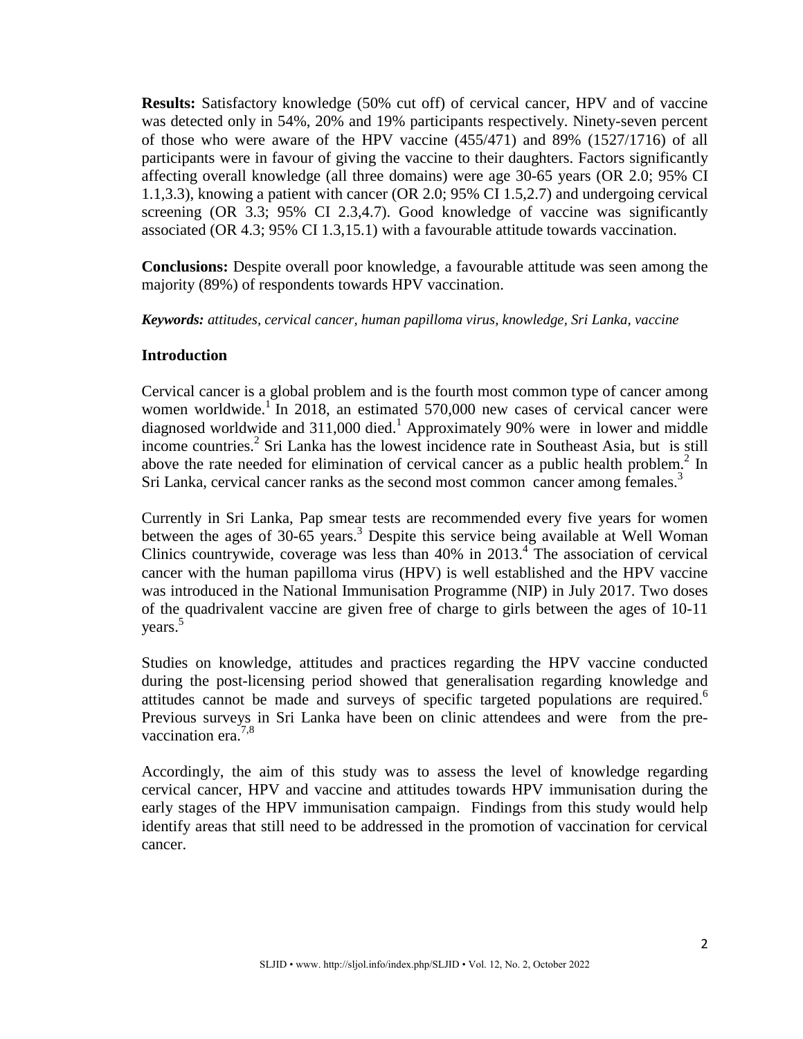**Results:** Satisfactory knowledge (50% cut off) of cervical cancer, HPV and of vaccine was detected only in 54%, 20% and 19% participants respectively. Ninety-seven percent of those who were aware of the HPV vaccine (455/471) and 89% (1527/1716) of all participants were in favour of giving the vaccine to their daughters. Factors significantly affecting overall knowledge (all three domains) were age 30-65 years (OR 2.0; 95% CI 1.1,3.3), knowing a patient with cancer (OR 2.0; 95% CI 1.5,2.7) and undergoing cervical screening (OR 3.3; 95% CI 2.3,4.7). Good knowledge of vaccine was significantly associated (OR 4.3; 95% CI 1.3,15.1) with a favourable attitude towards vaccination.

**Conclusions:** Despite overall poor knowledge, a favourable attitude was seen among the majority (89%) of respondents towards HPV vaccination.

***Keywords:*** *attitudes, cervical cancer, human papilloma virus, knowledge, Sri Lanka, vaccine*

## Introduction

Cervical cancer is a global problem and is the fourth most common type of cancer among women worldwide.[1] In 2018, an estimated 570,000 new cases of cervical cancer were diagnosed worldwide and 311,000 died.[1] Approximately 90% were in lower and middle income countries.[2] Sri Lanka has the lowest incidence rate in Southeast Asia, but is still above the rate needed for elimination of cervical cancer as a public health problem.[2] In Sri Lanka, cervical cancer ranks as the second most common cancer among females.[3]

Currently in Sri Lanka, Pap smear tests are recommended every five years for women between the ages of 30-65 years.[3] Despite this service being available at Well Woman Clinics countrywide, coverage was less than 40% in 2013.[4] The association of cervical cancer with the human papilloma virus (HPV) is well established and the HPV vaccine was introduced in the National Immunisation Programme (NIP) in July 2017. Two doses of the quadrivalent vaccine are given free of charge to girls between the ages of 10-11 years.[5]

Studies on knowledge, attitudes and practices regarding the HPV vaccine conducted during the post-licensing period showed that generalisation regarding knowledge and attitudes cannot be made and surveys of specific targeted populations are required.[6] Previous surveys in Sri Lanka have been on clinic attendees and were from the pre-vaccination era.[7,8]

Accordingly, the aim of this study was to assess the level of knowledge regarding cervical cancer, HPV and vaccine and attitudes towards HPV immunisation during the early stages of the HPV immunisation campaign. Findings from this study would help identify areas that still need to be addressed in the promotion of vaccination for cervical cancer.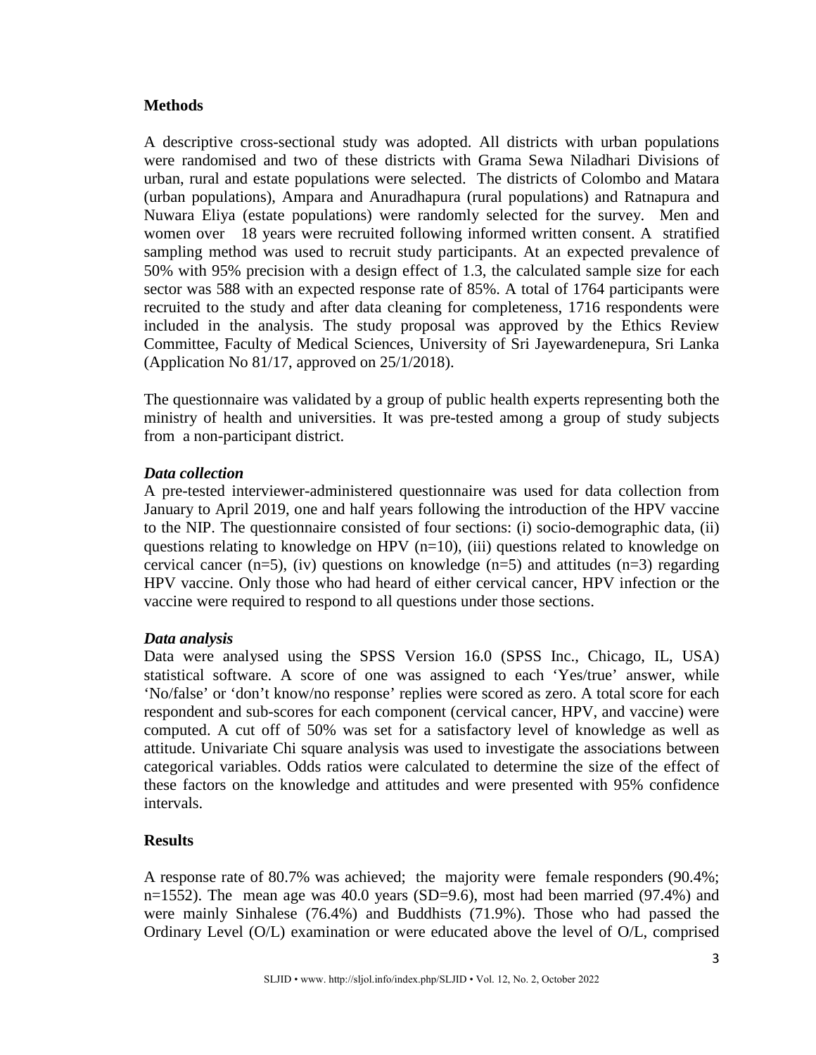## Methods

A descriptive cross-sectional study was adopted. All districts with urban populations were randomised and two of these districts with Grama Sewa Niladhari Divisions of urban, rural and estate populations were selected. The districts of Colombo and Matara (urban populations), Ampara and Anuradhapura (rural populations) and Ratnapura and Nuwara Eliya (estate populations) were randomly selected for the survey. Men and women over 18 years were recruited following informed written consent. A stratified sampling method was used to recruit study participants. At an expected prevalence of 50% with 95% precision with a design effect of 1.3, the calculated sample size for each sector was 588 with an expected response rate of 85%. A total of 1764 participants were recruited to the study and after data cleaning for completeness, 1716 respondents were included in the analysis. The study proposal was approved by the Ethics Review Committee, Faculty of Medical Sciences, University of Sri Jayewardenepura, Sri Lanka (Application No 81/17, approved on 25/1/2018).

The questionnaire was validated by a group of public health experts representing both the ministry of health and universities. It was pre-tested among a group of study subjects from a non-participant district.

### *Data collection*

A pre-tested interviewer-administered questionnaire was used for data collection from January to April 2019, one and half years following the introduction of the HPV vaccine to the NIP. The questionnaire consisted of four sections: (i) socio-demographic data, (ii) questions relating to knowledge on HPV (n=10), (iii) questions related to knowledge on cervical cancer (n=5), (iv) questions on knowledge (n=5) and attitudes (n=3) regarding HPV vaccine. Only those who had heard of either cervical cancer, HPV infection or the vaccine were required to respond to all questions under those sections.

### *Data analysis*

Data were analysed using the SPSS Version 16.0 (SPSS Inc., Chicago, IL, USA) statistical software. A score of one was assigned to each 'Yes/true' answer, while 'No/false' or 'don't know/no response' replies were scored as zero. A total score for each respondent and sub-scores for each component (cervical cancer, HPV, and vaccine) were computed. A cut off of 50% was set for a satisfactory level of knowledge as well as attitude. Univariate Chi square analysis was used to investigate the associations between categorical variables. Odds ratios were calculated to determine the size of the effect of these factors on the knowledge and attitudes and were presented with 95% confidence intervals.

## Results

A response rate of 80.7% was achieved; the majority were female responders (90.4%; n=1552). The mean age was 40.0 years (SD=9.6), most had been married (97.4%) and were mainly Sinhalese (76.4%) and Buddhists (71.9%). Those who had passed the Ordinary Level (O/L) examination or were educated above the level of O/L, comprised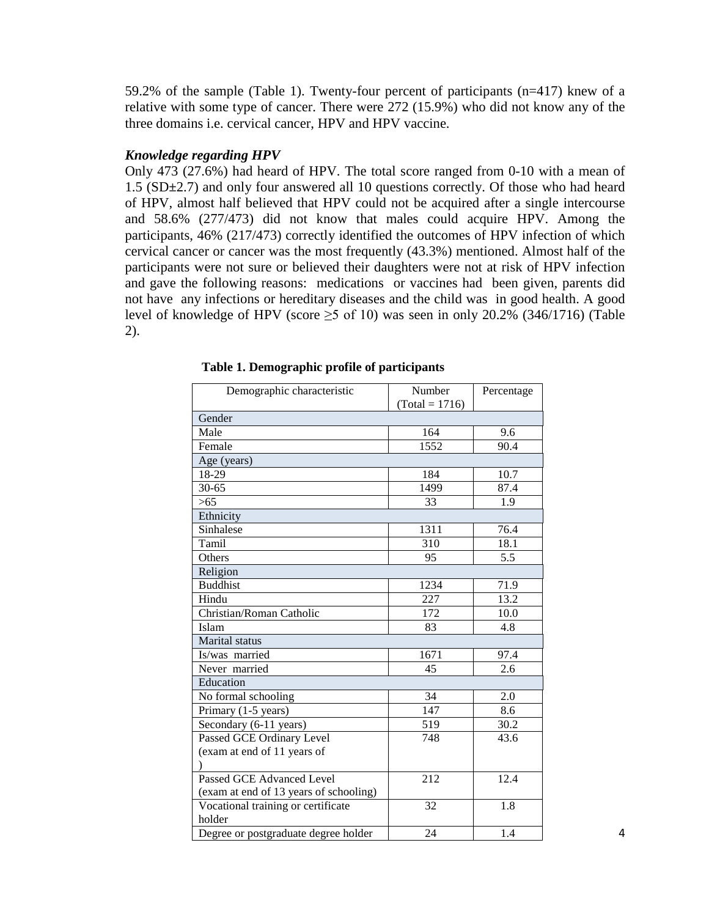59.2% of the sample (Table 1). Twenty-four percent of participants (n=417) knew of a relative with some type of cancer. There were 272 (15.9%) who did not know any of the three domains i.e. cervical cancer, HPV and HPV vaccine.

***Knowledge regarding HPV***

Only 473 (27.6%) had heard of HPV. The total score ranged from 0-10 with a mean of 1.5 (SD±2.7) and only four answered all 10 questions correctly. Of those who had heard of HPV, almost half believed that HPV could not be acquired after a single intercourse and 58.6% (277/473) did not know that males could acquire HPV. Among the participants, 46% (217/473) correctly identified the outcomes of HPV infection of which cervical cancer or cancer was the most frequently (43.3%) mentioned. Almost half of the participants were not sure or believed their daughters were not at risk of HPV infection and gave the following reasons: medications or vaccines had been given, parents did not have any infections or hereditary diseases and the child was in good health. A good level of knowledge of HPV (score ≥5 of 10) was seen in only 20.2% (346/1716) (Table 2).

**Table 1. Demographic profile of participants**

| Demographic characteristic | Number (Total = 1716) | Percentage |
|---|---|---|
| Gender | | |
| Male | 164 | 9.6 |
| Female | 1552 | 90.4 |
| Age (years) | | |
| 18-29 | 184 | 10.7 |
| 30-65 | 1499 | 87.4 |
| >65 | 33 | 1.9 |
| Ethnicity | | |
| Sinhalese | 1311 | 76.4 |
| Tamil | 310 | 18.1 |
| Others | 95 | 5.5 |
| Religion | | |
| Buddhist | 1234 | 71.9 |
| Hindu | 227 | 13.2 |
| Christian/Roman Catholic | 172 | 10.0 |
| Islam | 83 | 4.8 |
| Marital status | | |
| Is/was married | 1671 | 97.4 |
| Never married | 45 | 2.6 |
| Education | | |
| No formal schooling | 34 | 2.0 |
| Primary (1-5 years) | 147 | 8.6 |
| Secondary (6-11 years) | 519 | 30.2 |
| Passed GCE Ordinary Level (exam at end of 11 years of ) | 748 | 43.6 |
| Passed GCE Advanced Level (exam at end of 13 years of schooling) | 212 | 12.4 |
| Vocational training or certificate holder | 32 | 1.8 |
| Degree or postgraduate degree holder | 24 | 1.4 |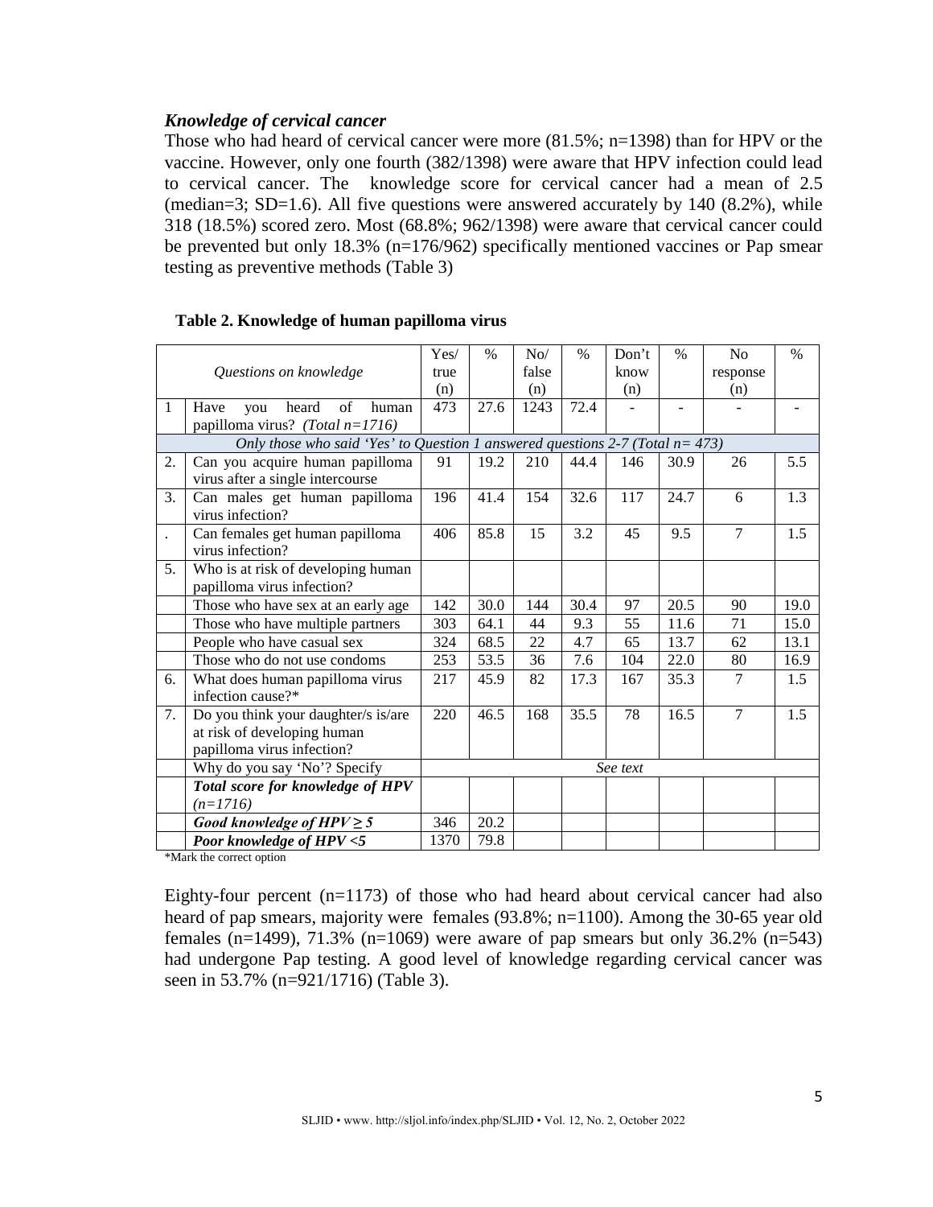### *Knowledge of cervical cancer*

Those who had heard of cervical cancer were more (81.5%; n=1398) than for HPV or the vaccine. However, only one fourth (382/1398) were aware that HPV infection could lead to cervical cancer. The knowledge score for cervical cancer had a mean of 2.5 (median=3; SD=1.6). All five questions were answered accurately by 140 (8.2%), while 318 (18.5%) scored zero. Most (68.8%; 962/1398) were aware that cervical cancer could be prevented but only 18.3% (n=176/962) specifically mentioned vaccines or Pap smear testing as preventive methods (Table 3)

**Table 2. Knowledge of human papilloma virus**

| | *Questions on knowledge* | Yes/ true (n) | % | No/ false (n) | % | Don't know (n) | % | No response (n) | % |
|---|---|---|---|---|---|---|---|---|---|
| 1 | Have you heard of human papilloma virus? *(Total n=1716)* | 473 | 27.6 | 1243 | 72.4 | - | - | - | - |
| | *Only those who said 'Yes' to Question 1 answered questions 2-7 (Total n= 473)* | | | | | | | | |
| 2. | Can you acquire human papilloma virus after a single intercourse | 91 | 19.2 | 210 | 44.4 | 146 | 30.9 | 26 | 5.5 |
| 3. | Can males get human papilloma virus infection? | 196 | 41.4 | 154 | 32.6 | 117 | 24.7 | 6 | 1.3 |
| . | Can females get human papilloma virus infection? | 406 | 85.8 | 15 | 3.2 | 45 | 9.5 | 7 | 1.5 |
| 5. | Who is at risk of developing human papilloma virus infection? | | | | | | | | |
| | Those who have sex at an early age | 142 | 30.0 | 144 | 30.4 | 97 | 20.5 | 90 | 19.0 |
| | Those who have multiple partners | 303 | 64.1 | 44 | 9.3 | 55 | 11.6 | 71 | 15.0 |
| | People who have casual sex | 324 | 68.5 | 22 | 4.7 | 65 | 13.7 | 62 | 13.1 |
| | Those who do not use condoms | 253 | 53.5 | 36 | 7.6 | 104 | 22.0 | 80 | 16.9 |
| 6. | What does human papilloma virus infection cause?* | 217 | 45.9 | 82 | 17.3 | 167 | 35.3 | 7 | 1.5 |
| 7. | Do you think your daughter/s is/are at risk of developing human papilloma virus infection? | 220 | 46.5 | 168 | 35.5 | 78 | 16.5 | 7 | 1.5 |
| | Why do you say 'No'? Specify | *See text* | | | | | | | |
| | ***Total score for knowledge of HPV (n=1716)*** | | | | | | | | |
| | ***Good knowledge of HPV ≥ 5*** | 346 | 20.2 | | | | | | |
| | ***Poor knowledge of HPV <5*** | 1370 | 79.8 | | | | | | |

*Mark the correct option

Eighty-four percent (n=1173) of those who had heard about cervical cancer had also heard of pap smears, majority were females (93.8%; n=1100). Among the 30-65 year old females (n=1499), 71.3% (n=1069) were aware of pap smears but only 36.2% (n=543) had undergone Pap testing. A good level of knowledge regarding cervical cancer was seen in 53.7% (n=921/1716) (Table 3).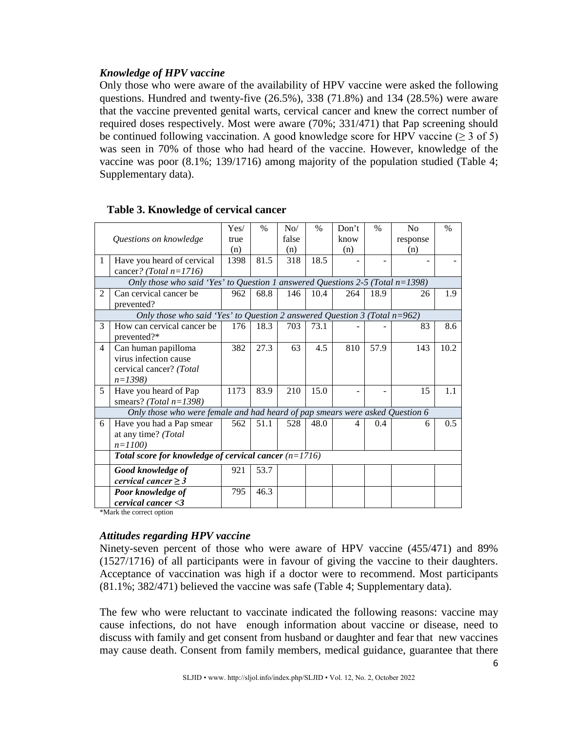### *Knowledge of HPV vaccine*

Only those who were aware of the availability of HPV vaccine were asked the following questions. Hundred and twenty-five (26.5%), 338 (71.8%) and 134 (28.5%) were aware that the vaccine prevented genital warts, cervical cancer and knew the correct number of required doses respectively. Most were aware (70%; 331/471) that Pap screening should be continued following vaccination. A good knowledge score for HPV vaccine ($\geq 3$ of 5) was seen in 70% of those who had heard of the vaccine. However, knowledge of the vaccine was poor (8.1%; 139/1716) among majority of the population studied (Table 4; Supplementary data).

**Table 3. Knowledge of cervical cancer**

| | *Questions on knowledge* | Yes/ true (n) | % | No/ false (n) | % | Don't know (n) | % | No response (n) | % |
|---|---|---|---|---|---|---|---|---|---|
| 1 | Have you heard of cervical cancer? *(Total n=1716)* | 1398 | 81.5 | 318 | 18.5 | - | - | - | - |
| | *Only those who said 'Yes' to Question 1 answered Questions 2-5 (Total n=1398)* | | | | | | | | |
| 2 | Can cervical cancer be prevented? | 962 | 68.8 | 146 | 10.4 | 264 | 18.9 | 26 | 1.9 |
| | *Only those who said 'Yes' to Question 2 answered Question 3 (Total n=962)* | | | | | | | | |
| 3 | How can cervical cancer be prevented?* | 176 | 18.3 | 703 | 73.1 | - | - | 83 | 8.6 |
| 4 | Can human papilloma virus infection cause cervical cancer? *(Total n=1398)* | 382 | 27.3 | 63 | 4.5 | 810 | 57.9 | 143 | 10.2 |
| 5 | Have you heard of Pap smears? *(Total n=1398)* | 1173 | 83.9 | 210 | 15.0 | - | - | 15 | 1.1 |
| | *Only those who were female and had heard of pap smears were asked Question 6* | | | | | | | | |
| 6 | Have you had a Pap smear at any time? *(Total n=1100)* | 562 | 51.1 | 528 | 48.0 | 4 | 0.4 | 6 | 0.5 |
| | ***Total score for knowledge of cervical cancer (n=1716)*** | | | | | | | | |
| | ***Good knowledge of cervical cancer ≥ 3*** | 921 | 53.7 | | | | | | |
| | ***Poor knowledge of cervical cancer <3*** | 795 | 46.3 | | | | | | |

*Mark the correct option

### *Attitudes regarding HPV vaccine*

Ninety-seven percent of those who were aware of HPV vaccine (455/471) and 89% (1527/1716) of all participants were in favour of giving the vaccine to their daughters. Acceptance of vaccination was high if a doctor were to recommend. Most participants (81.1%; 382/471) believed the vaccine was safe (Table 4; Supplementary data).

The few who were reluctant to vaccinate indicated the following reasons: vaccine may cause infections, do not have enough information about vaccine or disease, need to discuss with family and get consent from husband or daughter and fear that new vaccines may cause death. Consent from family members, medical guidance, guarantee that there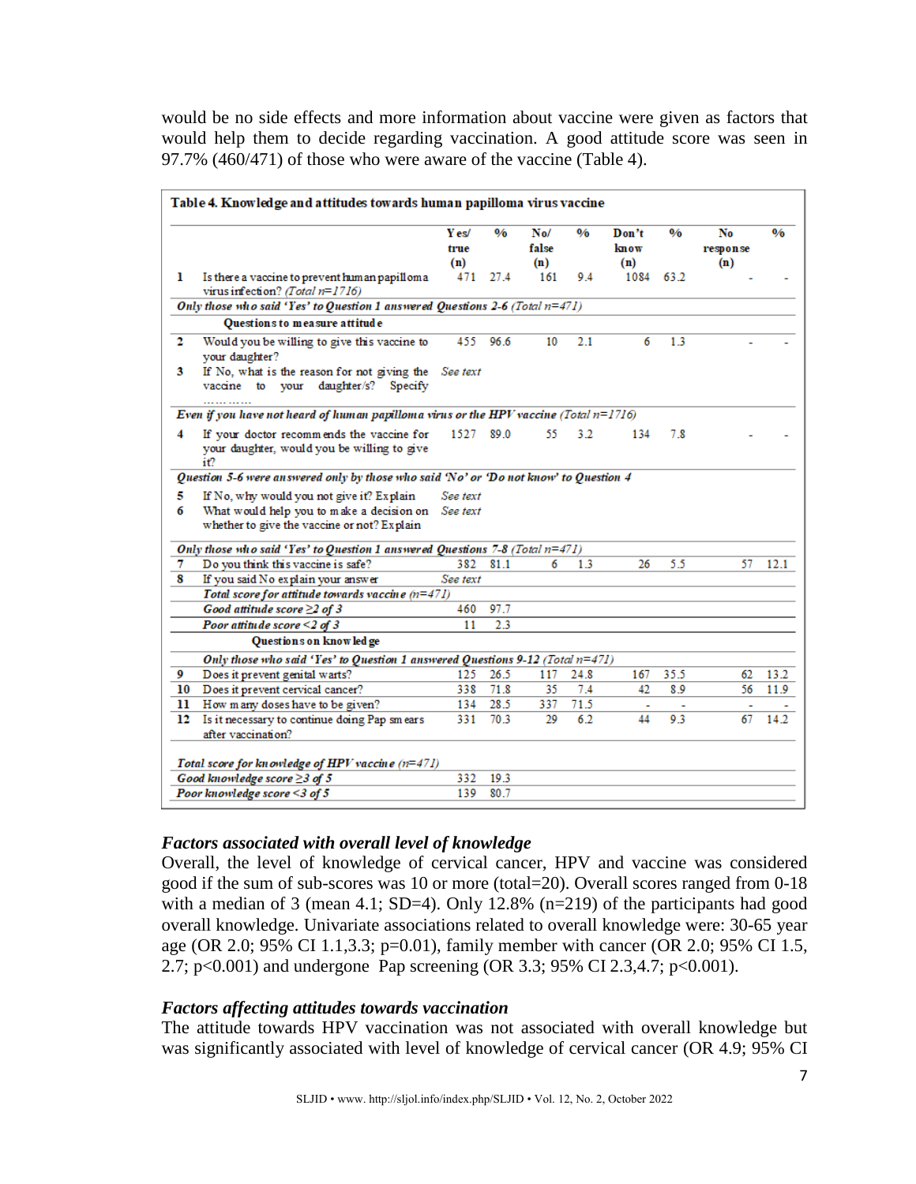would be no side effects and more information about vaccine were given as factors that would help them to decide regarding vaccination. A good attitude score was seen in 97.7% (460/471) of those who were aware of the vaccine (Table 4).

**Table 4. Knowledge and attitudes towards human papilloma virus vaccine**

| | | Yes/ true (n) | % | No/ false (n) | % | Don't know (n) | % | No response (n) | % |
|---|---|---|---|---|---|---|---|---|---|
| 1 | Is there a vaccine to prevent human papilloma virus infection? *(Total n=1716)* | 471 | 27.4 | 161 | 9.4 | 1084 | 63.2 | - | - |
| *Only those who said 'Yes' to Question 1 answered Questions 2-6 (Total n=471)* | | | | | | | | | |
| | **Questions to measure attitude** | | | | | | | | |
| 2 | Would you be willing to give this vaccine to your daughter? | 455 | 96.6 | 10 | 2.1 | 6 | 1.3 | - | - |
| 3 | If No, what is the reason for not giving the vaccine to your daughter/s? Specify ………… | *See text* | | | | | | | |
| *Even if you have not heard of human papilloma virus or the HPV vaccine (Total n=1716)* | | | | | | | | | |
| 4 | If your doctor recommends the vaccine for your daughter, would you be willing to give it? | 1527 | 89.0 | 55 | 3.2 | 134 | 7.8 | - | - |
| *Question 5-6 were answered only by those who said 'No' or 'Do not know' to Question 4* | | | | | | | | | |
| 5 | If No, why would you not give it? Explain | *See text* | | | | | | | |
| 6 | What would help you to make a decision on whether to give the vaccine or not? Explain | *See text* | | | | | | | |
| *Only those who said 'Yes' to Question 1 answered Questions 7-8 (Total n=471)* | | | | | | | | | |
| 7 | Do you think this vaccine is safe? | 382 | 81.1 | 6 | 1.3 | 26 | 5.5 | 57 | 12.1 |
| 8 | If you said No explain your answer | *See text* | | | | | | | |
| | *Total score for attitude towards vaccine (n=471)* | | | | | | | | |
| | *Good attitude score ≥2 of 3* | 460 | 97.7 | | | | | | |
| | *Poor attitude score <2 of 3* | 11 | 2.3 | | | | | | |
| | **Questions on knowledge** | | | | | | | | |
| | *Only those who said 'Yes' to Question 1 answered Questions 9-12 (Total n=471)* | | | | | | | | |
| 9 | Does it prevent genital warts? | 125 | 26.5 | 117 | 24.8 | 167 | 35.5 | 62 | 13.2 |
| 10 | Does it prevent cervical cancer? | 338 | 71.8 | 35 | 7.4 | 42 | 8.9 | 56 | 11.9 |
| 11 | How many doses have to be given? | 134 | 28.5 | 337 | 71.5 | - | - | - | - |
| 12 | Is it necessary to continue doing Pap smears after vaccination? | 331 | 70.3 | 29 | 6.2 | 44 | 9.3 | 67 | 14.2 |
| *Total score for knowledge of HPV vaccine (n=471)* | | | | | | | | | |
| *Good knowledge score ≥3 of 5* | | 332 | 19.3 | | | | | | |
| *Poor knowledge score <3 of 5* | | 139 | 80.7 | | | | | | |

### *Factors associated with overall level of knowledge*

Overall, the level of knowledge of cervical cancer, HPV and vaccine was considered good if the sum of sub-scores was 10 or more (total=20). Overall scores ranged from 0-18 with a median of 3 (mean 4.1; SD=4). Only 12.8% (n=219) of the participants had good overall knowledge. Univariate associations related to overall knowledge were: 30-65 year age (OR 2.0; 95% CI 1.1,3.3; p=0.01), family member with cancer (OR 2.0; 95% CI 1.5, 2.7; p<0.001) and undergone Pap screening (OR 3.3; 95% CI 2.3,4.7; p<0.001).

### *Factors affecting attitudes towards vaccination*

The attitude towards HPV vaccination was not associated with overall knowledge but was significantly associated with level of knowledge of cervical cancer (OR 4.9; 95% CI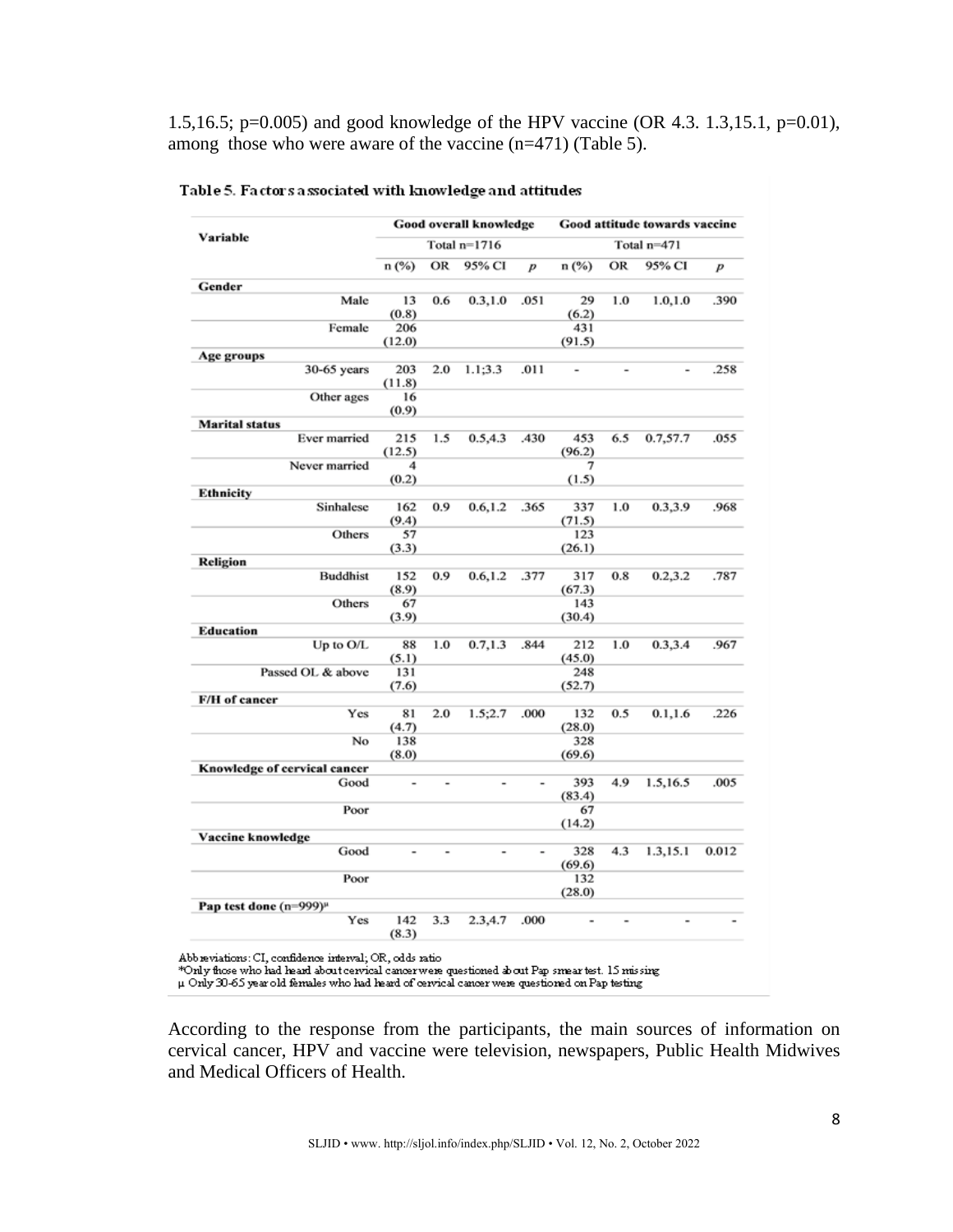1.5,16.5; p=0.005) and good knowledge of the HPV vaccine (OR 4.3. 1.3,15.1, p=0.01), among those who were aware of the vaccine (n=471) (Table 5).

Table 5. Factors associated with knowledge and attitudes

| Variable | | Good overall knowledge | | | | Good attitude towards vaccine | | | |
|---|---|---|---|---|---|---|---|---|---|
| | | Total n=1716 | | | | Total n=471 | | | |
| | | n (%) | OR | 95% CI | *p* | n (%) | OR | 95% CI | *p* |
| **Gender** | | | | | | | | | |
| | Male | 13 (0.8) | 0.6 | 0.3,1.0 | .051 | 29 (6.2) | 1.0 | 1.0,1.0 | .390 |
| | Female | 206 (12.0) | | | | 431 (91.5) | | | |
| **Age groups** | | | | | | | | | |
| | 30-65 years | 203 (11.8) | 2.0 | 1.1;3.3 | .011 | - | - | - | .258 |
| | Other ages | 16 (0.9) | | | | | | | |
| **Marital status** | | | | | | | | | |
| | Ever married | 215 (12.5) | 1.5 | 0.5,4.3 | .430 | 453 (96.2) | 6.5 | 0.7,57.7 | .055 |
| | Never married | 4 (0.2) | | | | 7 (1.5) | | | |
| **Ethnicity** | | | | | | | | | |
| | Sinhalese | 162 (9.4) | 0.9 | 0.6,1.2 | .365 | 337 (71.5) | 1.0 | 0.3,3.9 | .968 |
| | Others | 57 (3.3) | | | | 123 (26.1) | | | |
| **Religion** | | | | | | | | | |
| | Buddhist | 152 (8.9) | 0.9 | 0.6,1.2 | .377 | 317 (67.3) | 0.8 | 0.2,3.2 | .787 |
| | Others | 67 (3.9) | | | | 143 (30.4) | | | |
| **Education** | | | | | | | | | |
| | Up to O/L | 88 (5.1) | 1.0 | 0.7,1.3 | .844 | 212 (45.0) | 1.0 | 0.3,3.4 | .967 |
| | Passed OL & above | 131 (7.6) | | | | 248 (52.7) | | | |
| **F/H of cancer** | | | | | | | | | |
| | Yes | 81 (4.7) | 2.0 | 1.5;2.7 | .000 | 132 (28.0) | 0.5 | 0.1,1.6 | .226 |
| | No | 138 (8.0) | | | | 328 (69.6) | | | |
| **Knowledge of cervical cancer** | | | | | | | | | |
| | Good | - | - | - | - | 393 (83.4) | 4.9 | 1.5,16.5 | .005 |
| | Poor | | | | | 67 (14.2) | | | |
| **Vaccine knowledge** | | | | | | | | | |
| | Good | - | - | - | - | 328 (69.6) | 4.3 | 1.3,15.1 | 0.012 |
| | Poor | | | | | 132 (28.0) | | | |
| **Pap test done (n=999)µ** | | | | | | | | | |
| | Yes | 142 (8.3) | 3.3 | 2.3,4.7 | .000 | - | - | - | - |

Abbreviations: CI, confidence interval; OR, odds ratio
*Only those who had heard about cervical cancer were questioned about Pap smear test. 15 missing
µ Only 30-65 year old females who had heard of cervical cancer were questioned on Pap testing

According to the response from the participants, the main sources of information on cervical cancer, HPV and vaccine were television, newspapers, Public Health Midwives and Medical Officers of Health.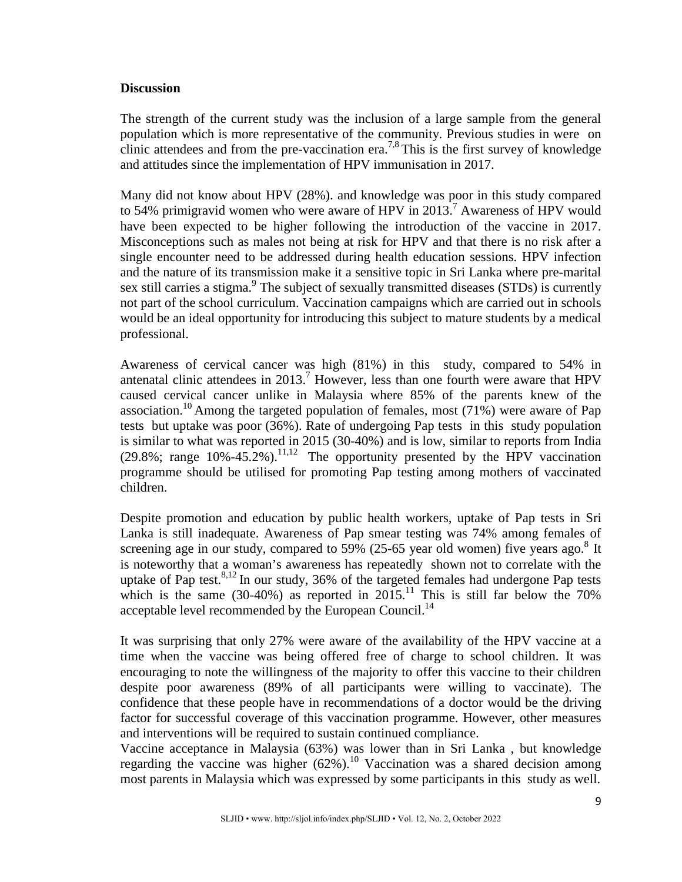## Discussion

The strength of the current study was the inclusion of a large sample from the general population which is more representative of the community. Previous studies in were on clinic attendees and from the pre-vaccination era.[7,8] This is the first survey of knowledge and attitudes since the implementation of HPV immunisation in 2017.

Many did not know about HPV (28%). and knowledge was poor in this study compared to 54% primigravid women who were aware of HPV in 2013.[7] Awareness of HPV would have been expected to be higher following the introduction of the vaccine in 2017. Misconceptions such as males not being at risk for HPV and that there is no risk after a single encounter need to be addressed during health education sessions. HPV infection and the nature of its transmission make it a sensitive topic in Sri Lanka where pre-marital sex still carries a stigma.[9] The subject of sexually transmitted diseases (STDs) is currently not part of the school curriculum. Vaccination campaigns which are carried out in schools would be an ideal opportunity for introducing this subject to mature students by a medical professional.

Awareness of cervical cancer was high (81%) in this study, compared to 54% in antenatal clinic attendees in 2013.[7] However, less than one fourth were aware that HPV caused cervical cancer unlike in Malaysia where 85% of the parents knew of the association.[10] Among the targeted population of females, most (71%) were aware of Pap tests but uptake was poor (36%). Rate of undergoing Pap tests in this study population is similar to what was reported in 2015 (30-40%) and is low, similar to reports from India (29.8%; range 10%-45.2%).[11,12] The opportunity presented by the HPV vaccination programme should be utilised for promoting Pap testing among mothers of vaccinated children.

Despite promotion and education by public health workers, uptake of Pap tests in Sri Lanka is still inadequate. Awareness of Pap smear testing was 74% among females of screening age in our study, compared to 59% (25-65 year old women) five years ago.[8] It is noteworthy that a woman's awareness has repeatedly shown not to correlate with the uptake of Pap test.[8,12] In our study, 36% of the targeted females had undergone Pap tests which is the same (30-40%) as reported in 2015.[11] This is still far below the 70% acceptable level recommended by the European Council.[14]

It was surprising that only 27% were aware of the availability of the HPV vaccine at a time when the vaccine was being offered free of charge to school children. It was encouraging to note the willingness of the majority to offer this vaccine to their children despite poor awareness (89% of all participants were willing to vaccinate). The confidence that these people have in recommendations of a doctor would be the driving factor for successful coverage of this vaccination programme. However, other measures and interventions will be required to sustain continued compliance.

Vaccine acceptance in Malaysia (63%) was lower than in Sri Lanka , but knowledge regarding the vaccine was higher (62%).[10] Vaccination was a shared decision among most parents in Malaysia which was expressed by some participants in this study as well.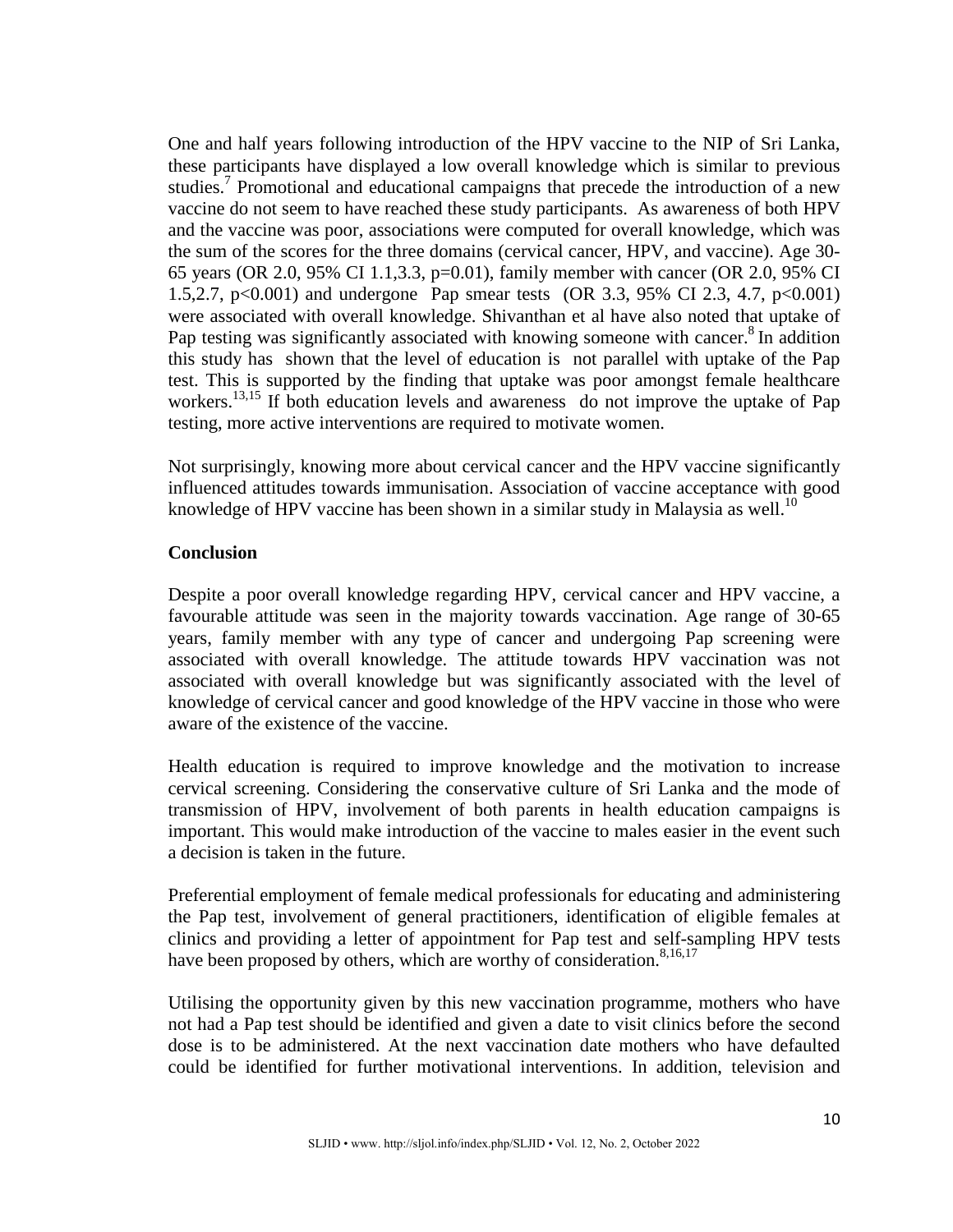One and half years following introduction of the HPV vaccine to the NIP of Sri Lanka, these participants have displayed a low overall knowledge which is similar to previous studies.[7] Promotional and educational campaigns that precede the introduction of a new vaccine do not seem to have reached these study participants. As awareness of both HPV and the vaccine was poor, associations were computed for overall knowledge, which was the sum of the scores for the three domains (cervical cancer, HPV, and vaccine). Age 30-65 years (OR 2.0, 95% CI 1.1,3.3, $p=0.01$), family member with cancer (OR 2.0, 95% CI 1.5,2.7, $p<0.001$) and undergone Pap smear tests (OR 3.3, 95% CI 2.3, 4.7, $p<0.001$) were associated with overall knowledge. Shivanthan et al have also noted that uptake of Pap testing was significantly associated with knowing someone with cancer.[8] In addition this study has shown that the level of education is not parallel with uptake of the Pap test. This is supported by the finding that uptake was poor amongst female healthcare workers.[13,15] If both education levels and awareness do not improve the uptake of Pap testing, more active interventions are required to motivate women.

Not surprisingly, knowing more about cervical cancer and the HPV vaccine significantly influenced attitudes towards immunisation. Association of vaccine acceptance with good knowledge of HPV vaccine has been shown in a similar study in Malaysia as well.[10]

**Conclusion**

Despite a poor overall knowledge regarding HPV, cervical cancer and HPV vaccine, a favourable attitude was seen in the majority towards vaccination. Age range of 30-65 years, family member with any type of cancer and undergoing Pap screening were associated with overall knowledge. The attitude towards HPV vaccination was not associated with overall knowledge but was significantly associated with the level of knowledge of cervical cancer and good knowledge of the HPV vaccine in those who were aware of the existence of the vaccine.

Health education is required to improve knowledge and the motivation to increase cervical screening. Considering the conservative culture of Sri Lanka and the mode of transmission of HPV, involvement of both parents in health education campaigns is important. This would make introduction of the vaccine to males easier in the event such a decision is taken in the future.

Preferential employment of female medical professionals for educating and administering the Pap test, involvement of general practitioners, identification of eligible females at clinics and providing a letter of appointment for Pap test and self-sampling HPV tests have been proposed by others, which are worthy of consideration.[8,16,17]

Utilising the opportunity given by this new vaccination programme, mothers who have not had a Pap test should be identified and given a date to visit clinics before the second dose is to be administered. At the next vaccination date mothers who have defaulted could be identified for further motivational interventions. In addition, television and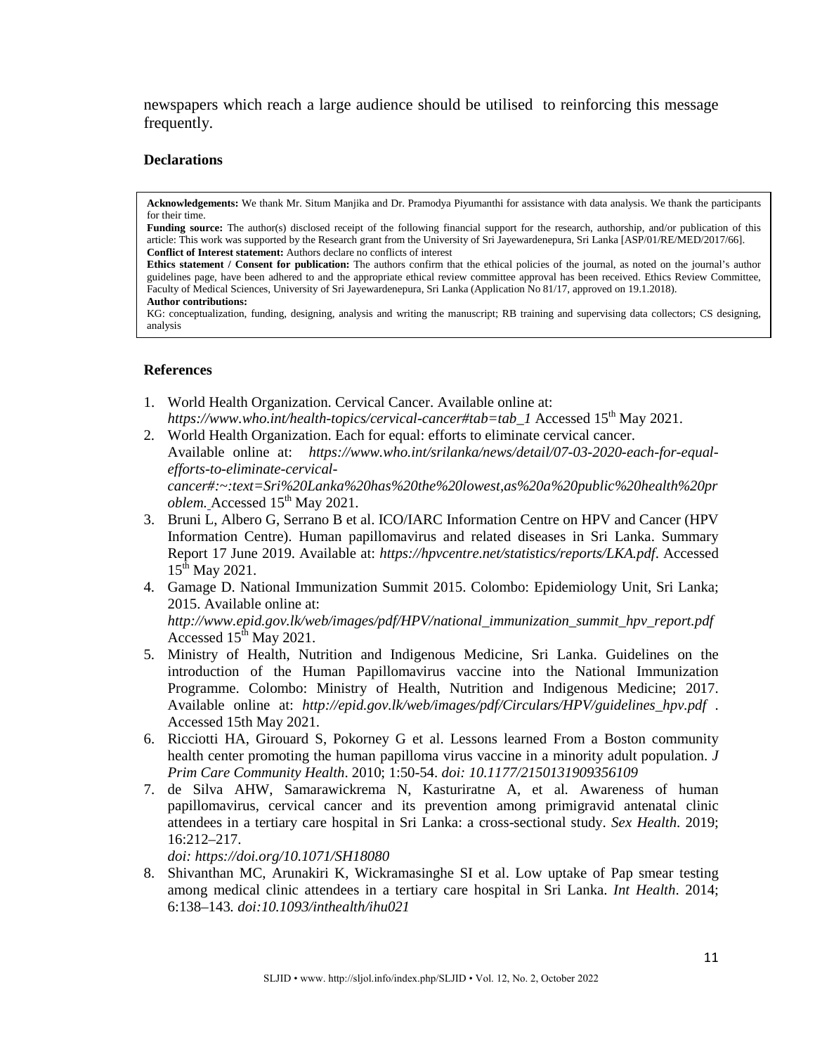newspapers which reach a large audience should be utilised  to reinforcing this message frequently.

### Declarations

**Acknowledgements:** We thank Mr. Situm Manjika and Dr. Pramodya Piyumanthi for assistance with data analysis. We thank the participants for their time.

**Funding source:** The author(s) disclosed receipt of the following financial support for the research, authorship, and/or publication of this article: This work was supported by the Research grant from the University of Sri Jayewardenepura, Sri Lanka [ASP/01/RE/MED/2017/66].

**Conflict of Interest statement:** Authors declare no conflicts of interest

**Ethics statement / Consent for publication:** The authors confirm that the ethical policies of the journal, as noted on the journal's author guidelines page, have been adhered to and the appropriate ethical review committee approval has been received. Ethics Review Committee, Faculty of Medical Sciences, University of Sri Jayewardenepura, Sri Lanka (Application No 81/17, approved on 19.1.2018).

**Author contributions:**

KG: conceptualization, funding, designing, analysis and writing the manuscript; RB training and supervising data collectors; CS designing, analysis

### References

1. World Health Organization. Cervical Cancer. Available online at: *https://www.who.int/health-topics/cervical-cancer#tab=tab_1* Accessed 15th May 2021.
2. World Health Organization. Each for equal: efforts to eliminate cervical cancer. Available online at: *https://www.who.int/srilanka/news/detail/07-03-2020-each-for-equal-efforts-to-eliminate-cervical-cancer#:~:text=Sri%20Lanka%20has%20the%20lowest,as%20a%20public%20health%20problem.* Accessed 15th May 2021.
3. Bruni L, Albero G, Serrano B et al. ICO/IARC Information Centre on HPV and Cancer (HPV Information Centre). Human papillomavirus and related diseases in Sri Lanka. Summary Report 17 June 2019. Available at: *https://hpvcentre.net/statistics/reports/LKA.pdf*. Accessed 15th May 2021.
4. Gamage D. National Immunization Summit 2015. Colombo: Epidemiology Unit, Sri Lanka; 2015. Available online at: *http://www.epid.gov.lk/web/images/pdf/HPV/national_immunization_summit_hpv_report.pdf* Accessed 15th May 2021.
5. Ministry of Health, Nutrition and Indigenous Medicine, Sri Lanka. Guidelines on the introduction of the Human Papillomavirus vaccine into the National Immunization Programme. Colombo: Ministry of Health, Nutrition and Indigenous Medicine; 2017. Available online at: *http://epid.gov.lk/web/images/pdf/Circulars/HPV/guidelines_hpv.pdf* . Accessed 15th May 2021.
6. Ricciotti HA, Girouard S, Pokorney G et al. Lessons learned From a Boston community health center promoting the human papilloma virus vaccine in a minority adult population. *J Prim Care Community Health*. 2010; 1:50-54. *doi: 10.1177/2150131909356109*
7. de Silva AHW, Samarawickrema N, Kasturiratne A, et al. Awareness of human papillomavirus, cervical cancer and its prevention among primigravid antenatal clinic attendees in a tertiary care hospital in Sri Lanka: a cross-sectional study. *Sex Health*. 2019; 16:212–217. *doi: https://doi.org/10.1071/SH18080*
8. Shivanthan MC, Arunakiri K, Wickramasinghe SI et al. Low uptake of Pap smear testing among medical clinic attendees in a tertiary care hospital in Sri Lanka. *Int Health*. 2014; 6:138–143. *doi:10.1093/inthealth/ihu021*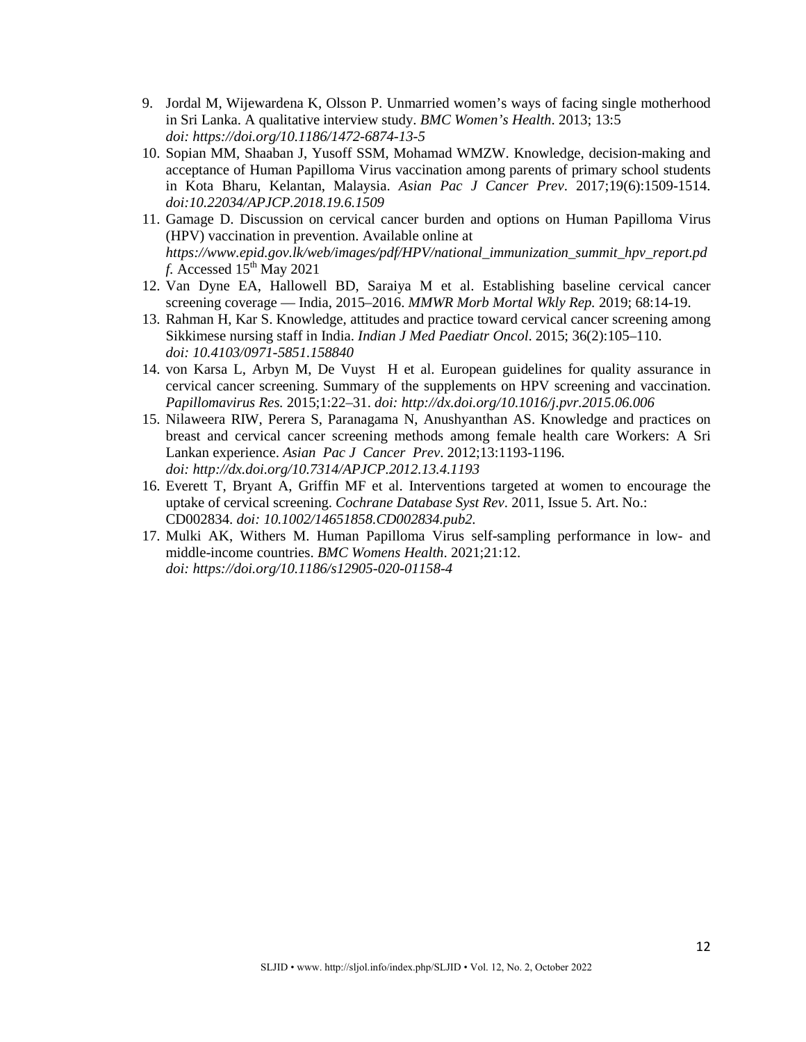9. Jordal M, Wijewardena K, Olsson P. Unmarried women's ways of facing single motherhood in Sri Lanka. A qualitative interview study. *BMC Women's Health*. 2013; 13:5 *doi: https://doi.org/10.1186/1472-6874-13-5*
10. Sopian MM, Shaaban J, Yusoff SSM, Mohamad WMZW. Knowledge, decision-making and acceptance of Human Papilloma Virus vaccination among parents of primary school students in Kota Bharu, Kelantan, Malaysia. *Asian Pac J Cancer Prev*. 2017;19(6):1509-1514. *doi:10.22034/APJCP.2018.19.6.1509*
11. Gamage D. Discussion on cervical cancer burden and options on Human Papilloma Virus (HPV) vaccination in prevention. Available online at *https://www.epid.gov.lk/web/images/pdf/HPV/national_immunization_summit_hpv_report.pdf*. Accessed 15th May 2021
12. Van Dyne EA, Hallowell BD, Saraiya M et al. Establishing baseline cervical cancer screening coverage — India, 2015–2016. *MMWR Morb Mortal Wkly Rep.* 2019; 68:14-19.
13. Rahman H, Kar S. Knowledge, attitudes and practice toward cervical cancer screening among Sikkimese nursing staff in India. *Indian J Med Paediatr Oncol*. 2015; 36(2):105–110. *doi: 10.4103/0971-5851.158840*
14. von Karsa L, Arbyn M, De Vuyst H et al. European guidelines for quality assurance in cervical cancer screening. Summary of the supplements on HPV screening and vaccination. *Papillomavirus Res.* 2015;1:22–31. *doi: http://dx.doi.org/10.1016/j.pvr.2015.06.006*
15. Nilaweera RIW, Perera S, Paranagama N, Anushyanthan AS. Knowledge and practices on breast and cervical cancer screening methods among female health care Workers: A Sri Lankan experience. *Asian Pac J Cancer Prev*. 2012;13:1193-1196. *doi: http://dx.doi.org/10.7314/APJCP.2012.13.4.1193*
16. Everett T, Bryant A, Griffin MF et al. Interventions targeted at women to encourage the uptake of cervical screening. *Cochrane Database Syst Rev*. 2011, Issue 5. Art. No.: CD002834. *doi: 10.1002/14651858.CD002834.pub2.*
17. Mulki AK, Withers M. Human Papilloma Virus self-sampling performance in low- and middle-income countries. *BMC Womens Health*. 2021;21:12. *doi: https://doi.org/10.1186/s12905-020-01158-4*